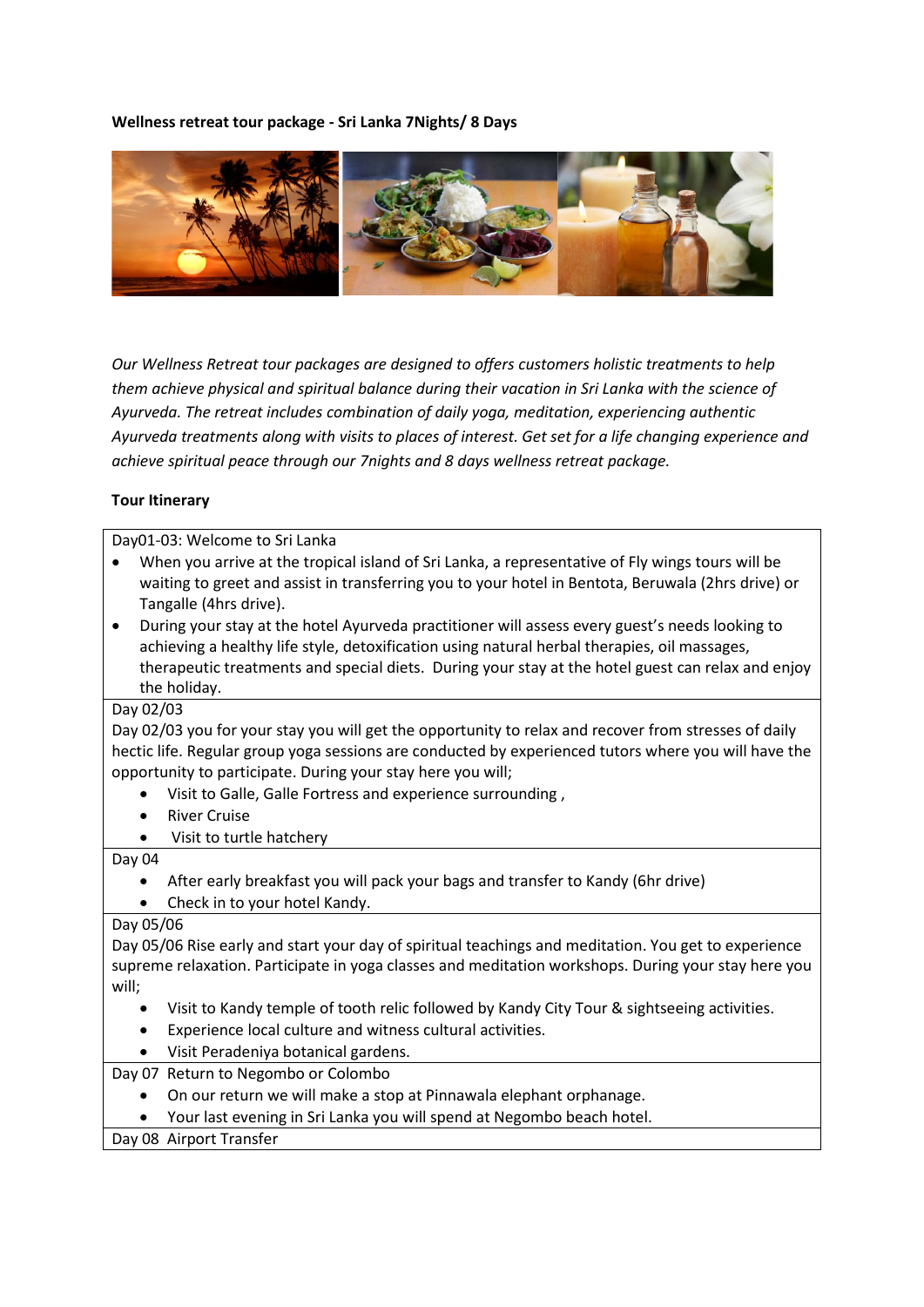**Wellness retreat tour package - Sri Lanka 7Nights/ 8 Days**

*Our Wellness Retreat tour packages are designed to offers customers holistic treatments to help them achieve physical and spiritual balance during their vacation in Sri Lanka with the science of Ayurveda. The retreat includes combination of daily yoga, meditation, experiencing authentic Ayurveda treatments along with visits to places of interest. Get set for a life changing experience and achieve spiritual peace through our 7nights and 8 days wellness retreat package.*

**Tour Itinerary**

Day01-03: Welcome to Sri Lanka

- When you arrive at the tropical island of Sri Lanka, a representative of Fly wings tours will be waiting to greet and assist in transferring you to your hotel in Bentota, Beruwala (2hrs drive) or Tangalle (4hrs drive).
- During your stay at the hotel Ayurveda practitioner will assess every guest's needs looking to achieving a healthy life style, detoxification using natural herbal therapies, oil massages, therapeutic treatments and special diets. During your stay at the hotel guest can relax and enjoy the holiday.

Day 02/03

Day 02/03 you for your stay you will get the opportunity to relax and recover from stresses of daily hectic life. Regular group yoga sessions are conducted by experienced tutors where you will have the opportunity to participate. During your stay here you will;

- Visit to Galle, Galle Fortress and experience surrounding ,
- River Cruise
- Visit to turtle hatchery

Day 04

- After early breakfast you will pack your bags and transfer to Kandy (6hr drive)
- Check in to your hotel Kandy.

Day 05/06

Day 05/06 Rise early and start your day of spiritual teachings and meditation. You get to experience supreme relaxation. Participate in yoga classes and meditation workshops. During your stay here you will;

- Visit to Kandy temple of tooth relic followed by Kandy City Tour & sightseeing activities.
- Experience local culture and witness cultural activities.
- Visit Peradeniya botanical gardens.

Day 07 Return to Negombo or Colombo

- On our return we will make a stop at Pinnawala elephant orphanage.
- Your last evening in Sri Lanka you will spend at Negombo beach hotel.

Day 08 Airport Transfer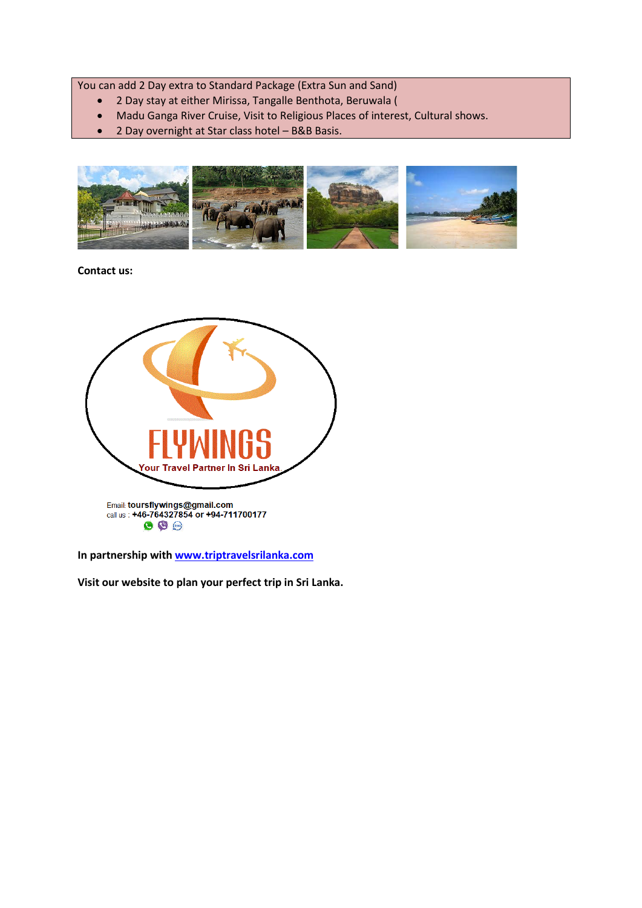You can add 2 Day extra to Standard Package (Extra Sun and Sand)

- 2 Day stay at either Mirissa, Tangalle Benthota, Beruwala (
- Madu Ganga River Cruise, Visit to Religious Places of interest, Cultural shows.
- 2 Day overnight at Star class hotel – B&B Basis.

**Contact us:**

FLYWINGS

Your Travel Partner In Sri Lanka

Email: **toursflywings@gmail.com**
call us : **+46-764327854 or +94-711700177**

**In partnership with [www.triptravelsrilanka.com](http://www.triptravelsrilanka.com)**

**Visit our website to plan your perfect trip in Sri Lanka.**